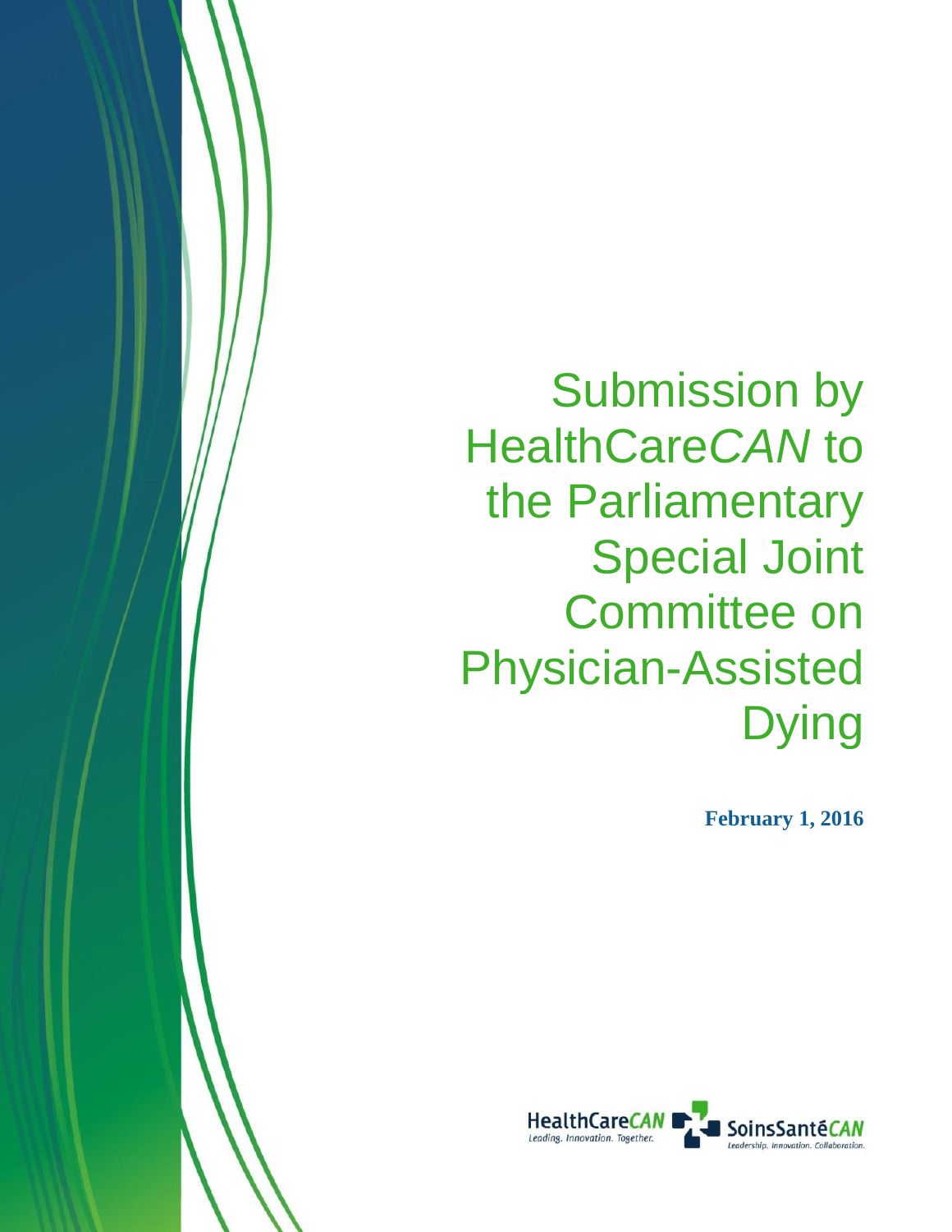# Submission by HealthCare*CAN* to the Parliamentary Special Joint Committee on Physician-Assisted Dying

**February 1, 2016**

HealthCare*CAN*
Leading. Innovation. Together.

SoinsSanté*CAN*
Leadership. Innovation. Collaboration.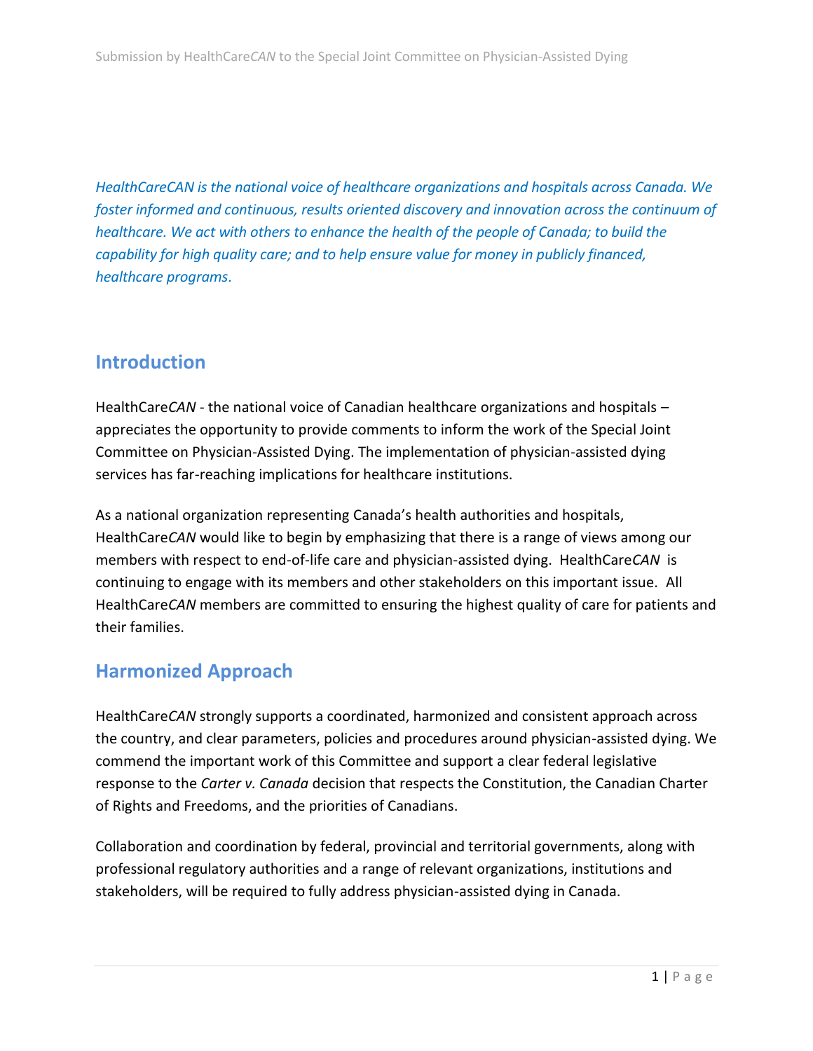*HealthCareCAN is the national voice of healthcare organizations and hospitals across Canada. We foster informed and continuous, results oriented discovery and innovation across the continuum of healthcare. We act with others to enhance the health of the people of Canada; to build the capability for high quality care; and to help ensure value for money in publicly financed, healthcare programs.*

## Introduction

HealthCare*CAN* - the national voice of Canadian healthcare organizations and hospitals – appreciates the opportunity to provide comments to inform the work of the Special Joint Committee on Physician-Assisted Dying. The implementation of physician-assisted dying services has far-reaching implications for healthcare institutions.

As a national organization representing Canada's health authorities and hospitals, HealthCare*CAN* would like to begin by emphasizing that there is a range of views among our members with respect to end-of-life care and physician-assisted dying. HealthCare*CAN* is continuing to engage with its members and other stakeholders on this important issue. All HealthCare*CAN* members are committed to ensuring the highest quality of care for patients and their families.

## Harmonized Approach

HealthCare*CAN* strongly supports a coordinated, harmonized and consistent approach across the country, and clear parameters, policies and procedures around physician-assisted dying. We commend the important work of this Committee and support a clear federal legislative response to the *Carter v. Canada* decision that respects the Constitution, the Canadian Charter of Rights and Freedoms, and the priorities of Canadians.

Collaboration and coordination by federal, provincial and territorial governments, along with professional regulatory authorities and a range of relevant organizations, institutions and stakeholders, will be required to fully address physician-assisted dying in Canada.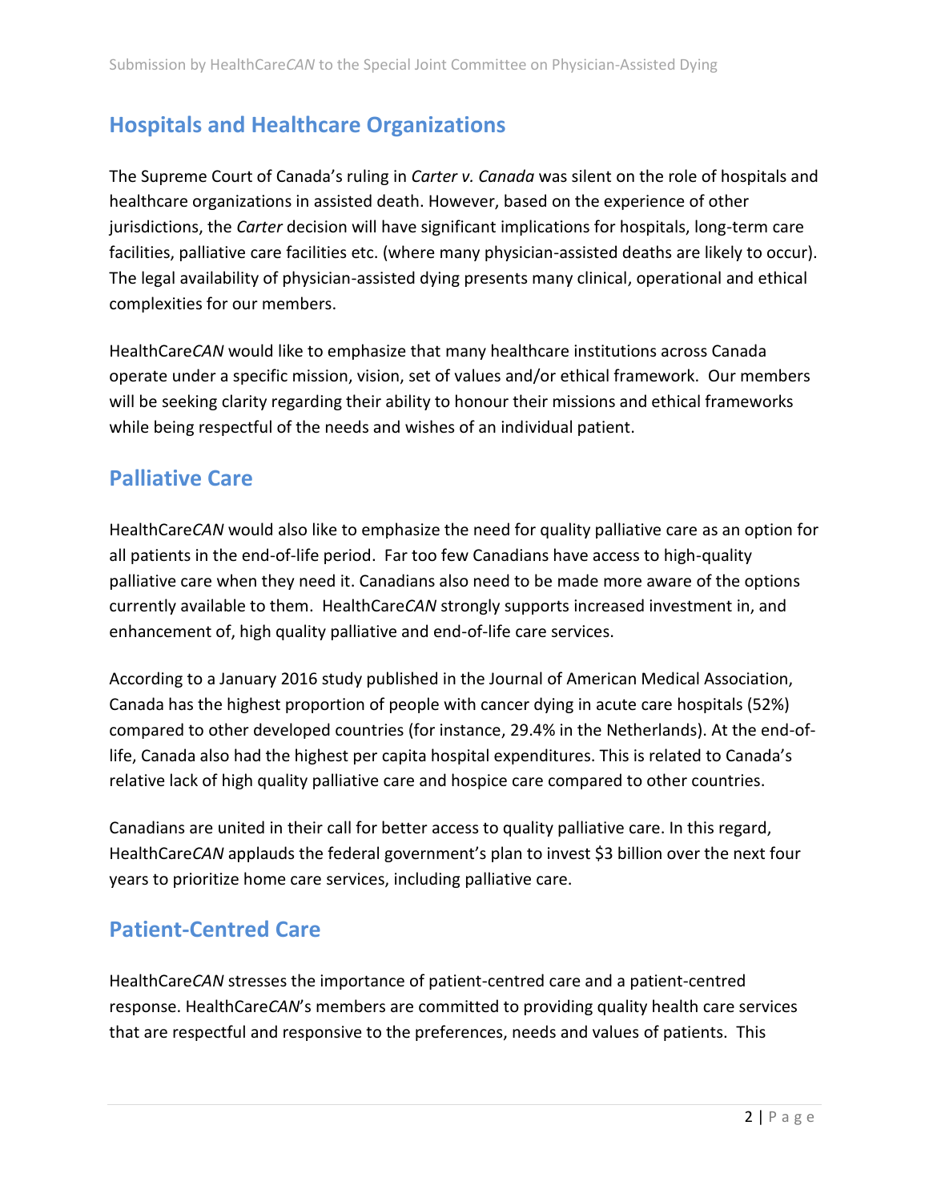## Hospitals and Healthcare Organizations

The Supreme Court of Canada's ruling in *Carter v. Canada* was silent on the role of hospitals and healthcare organizations in assisted death. However, based on the experience of other jurisdictions, the *Carter* decision will have significant implications for hospitals, long-term care facilities, palliative care facilities etc. (where many physician-assisted deaths are likely to occur). The legal availability of physician-assisted dying presents many clinical, operational and ethical complexities for our members.

HealthCare*CAN* would like to emphasize that many healthcare institutions across Canada operate under a specific mission, vision, set of values and/or ethical framework. Our members will be seeking clarity regarding their ability to honour their missions and ethical frameworks while being respectful of the needs and wishes of an individual patient.

## Palliative Care

HealthCare*CAN* would also like to emphasize the need for quality palliative care as an option for all patients in the end-of-life period. Far too few Canadians have access to high-quality palliative care when they need it. Canadians also need to be made more aware of the options currently available to them. HealthCare*CAN* strongly supports increased investment in, and enhancement of, high quality palliative and end-of-life care services.

According to a January 2016 study published in the Journal of American Medical Association, Canada has the highest proportion of people with cancer dying in acute care hospitals (52%) compared to other developed countries (for instance, 29.4% in the Netherlands). At the end-of-life, Canada also had the highest per capita hospital expenditures. This is related to Canada's relative lack of high quality palliative care and hospice care compared to other countries.

Canadians are united in their call for better access to quality palliative care. In this regard, HealthCare*CAN* applauds the federal government's plan to invest $3 billion over the next four years to prioritize home care services, including palliative care.

## Patient-Centred Care

HealthCare*CAN* stresses the importance of patient-centred care and a patient-centred response. HealthCare*CAN*'s members are committed to providing quality health care services that are respectful and responsive to the preferences, needs and values of patients. This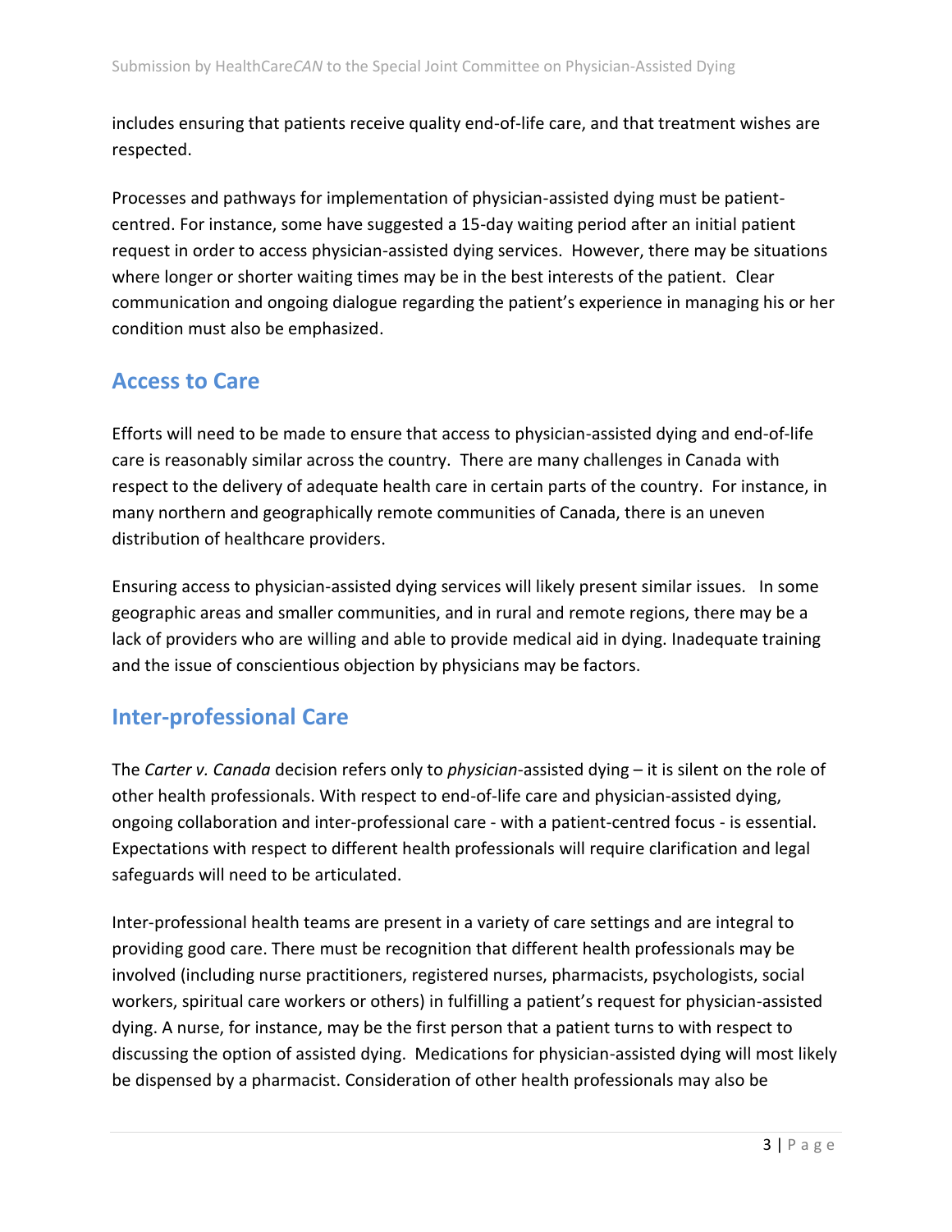includes ensuring that patients receive quality end-of-life care, and that treatment wishes are respected.

Processes and pathways for implementation of physician-assisted dying must be patient-centred. For instance, some have suggested a 15-day waiting period after an initial patient request in order to access physician-assisted dying services. However, there may be situations where longer or shorter waiting times may be in the best interests of the patient. Clear communication and ongoing dialogue regarding the patient's experience in managing his or her condition must also be emphasized.

## Access to Care

Efforts will need to be made to ensure that access to physician-assisted dying and end-of-life care is reasonably similar across the country. There are many challenges in Canada with respect to the delivery of adequate health care in certain parts of the country. For instance, in many northern and geographically remote communities of Canada, there is an uneven distribution of healthcare providers.

Ensuring access to physician-assisted dying services will likely present similar issues. In some geographic areas and smaller communities, and in rural and remote regions, there may be a lack of providers who are willing and able to provide medical aid in dying. Inadequate training and the issue of conscientious objection by physicians may be factors.

## Inter-professional Care

The *Carter v. Canada* decision refers only to *physician*-assisted dying – it is silent on the role of other health professionals. With respect to end-of-life care and physician-assisted dying, ongoing collaboration and inter-professional care - with a patient-centred focus - is essential. Expectations with respect to different health professionals will require clarification and legal safeguards will need to be articulated.

Inter-professional health teams are present in a variety of care settings and are integral to providing good care. There must be recognition that different health professionals may be involved (including nurse practitioners, registered nurses, pharmacists, psychologists, social workers, spiritual care workers or others) in fulfilling a patient's request for physician-assisted dying. A nurse, for instance, may be the first person that a patient turns to with respect to discussing the option of assisted dying. Medications for physician-assisted dying will most likely be dispensed by a pharmacist. Consideration of other health professionals may also be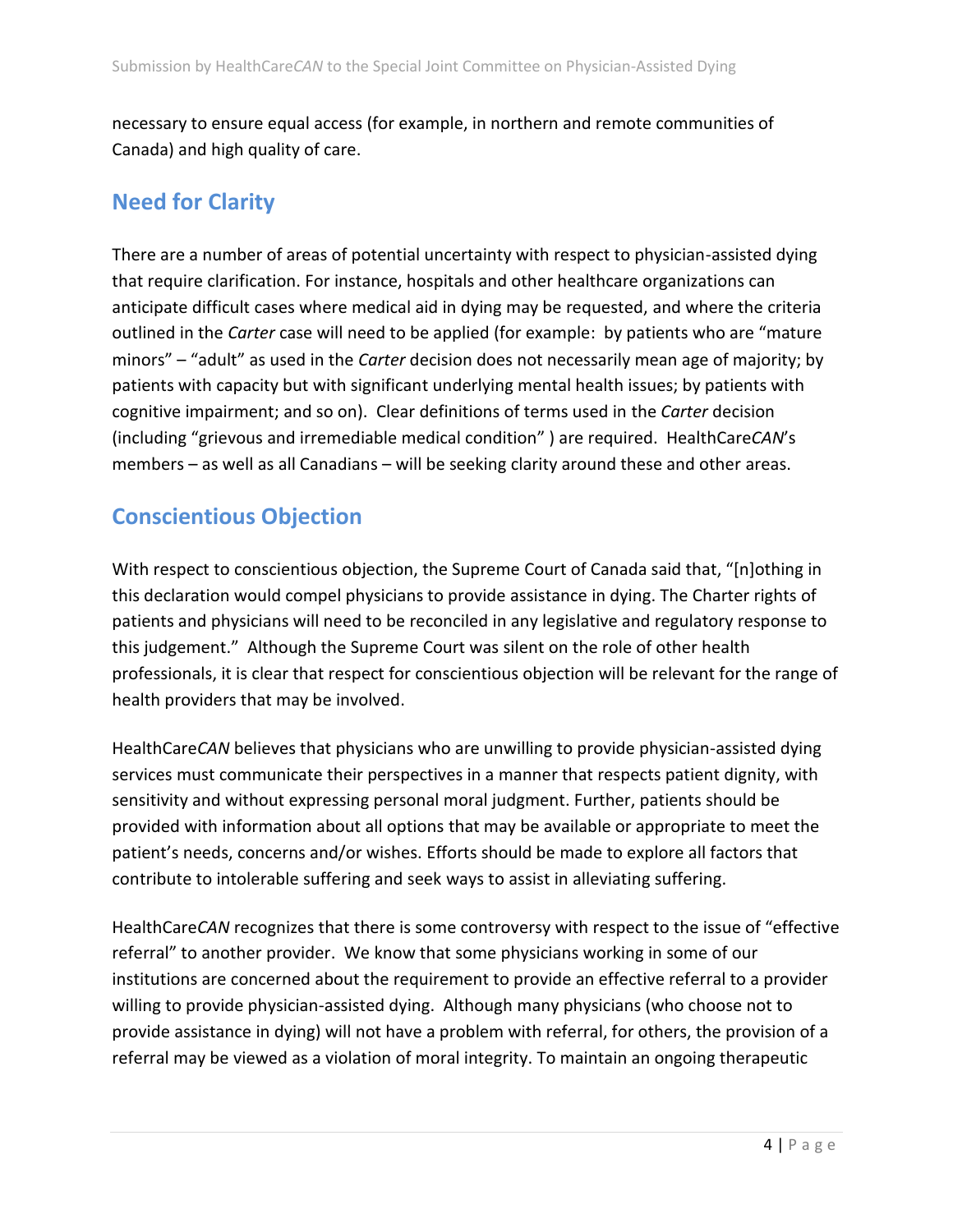necessary to ensure equal access (for example, in northern and remote communities of Canada) and high quality of care.

## Need for Clarity

There are a number of areas of potential uncertainty with respect to physician-assisted dying that require clarification. For instance, hospitals and other healthcare organizations can anticipate difficult cases where medical aid in dying may be requested, and where the criteria outlined in the *Carter* case will need to be applied (for example: by patients who are "mature minors" – "adult" as used in the *Carter* decision does not necessarily mean age of majority; by patients with capacity but with significant underlying mental health issues; by patients with cognitive impairment; and so on). Clear definitions of terms used in the *Carter* decision (including "grievous and irremediable medical condition" ) are required. HealthCare*CAN*'s members – as well as all Canadians – will be seeking clarity around these and other areas.

## Conscientious Objection

With respect to conscientious objection, the Supreme Court of Canada said that, "[n]othing in this declaration would compel physicians to provide assistance in dying. The Charter rights of patients and physicians will need to be reconciled in any legislative and regulatory response to this judgement." Although the Supreme Court was silent on the role of other health professionals, it is clear that respect for conscientious objection will be relevant for the range of health providers that may be involved.

HealthCare*CAN* believes that physicians who are unwilling to provide physician-assisted dying services must communicate their perspectives in a manner that respects patient dignity, with sensitivity and without expressing personal moral judgment. Further, patients should be provided with information about all options that may be available or appropriate to meet the patient's needs, concerns and/or wishes. Efforts should be made to explore all factors that contribute to intolerable suffering and seek ways to assist in alleviating suffering.

HealthCare*CAN* recognizes that there is some controversy with respect to the issue of "effective referral" to another provider. We know that some physicians working in some of our institutions are concerned about the requirement to provide an effective referral to a provider willing to provide physician-assisted dying. Although many physicians (who choose not to provide assistance in dying) will not have a problem with referral, for others, the provision of a referral may be viewed as a violation of moral integrity. To maintain an ongoing therapeutic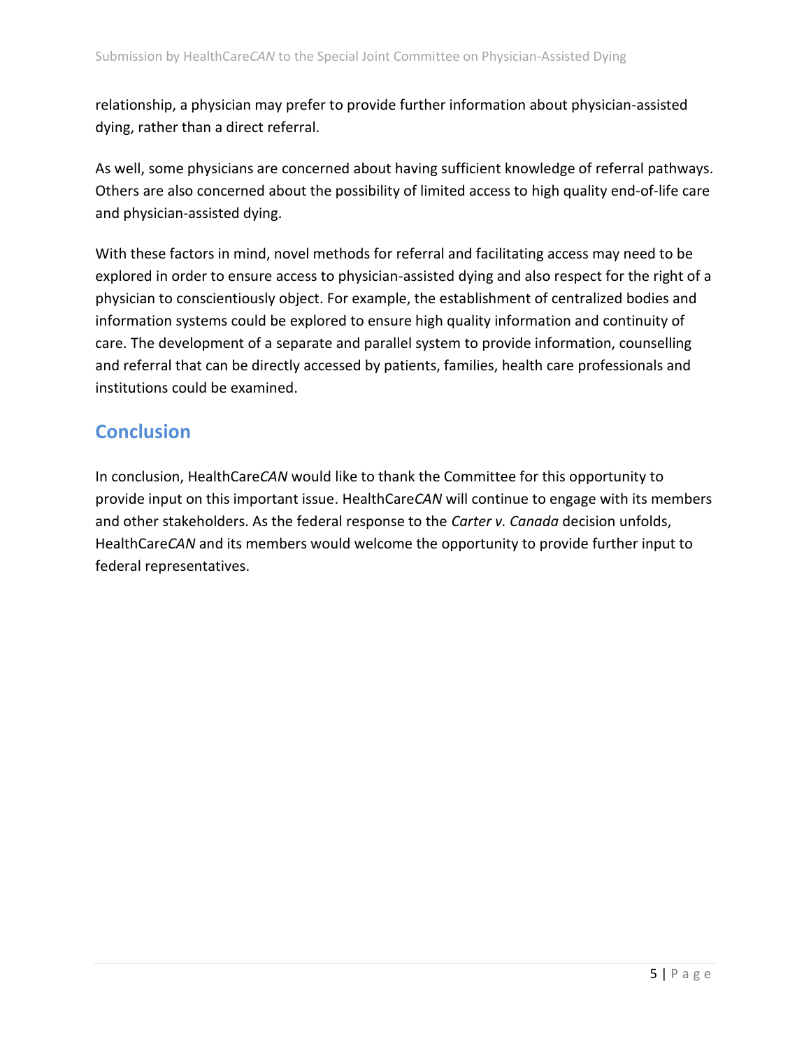relationship, a physician may prefer to provide further information about physician-assisted dying, rather than a direct referral.

As well, some physicians are concerned about having sufficient knowledge of referral pathways. Others are also concerned about the possibility of limited access to high quality end-of-life care and physician-assisted dying.

With these factors in mind, novel methods for referral and facilitating access may need to be explored in order to ensure access to physician-assisted dying and also respect for the right of a physician to conscientiously object. For example, the establishment of centralized bodies and information systems could be explored to ensure high quality information and continuity of care. The development of a separate and parallel system to provide information, counselling and referral that can be directly accessed by patients, families, health care professionals and institutions could be examined.

## Conclusion

In conclusion, HealthCare*CAN* would like to thank the Committee for this opportunity to provide input on this important issue. HealthCare*CAN* will continue to engage with its members and other stakeholders. As the federal response to the *Carter v. Canada* decision unfolds, HealthCare*CAN* and its members would welcome the opportunity to provide further input to federal representatives.